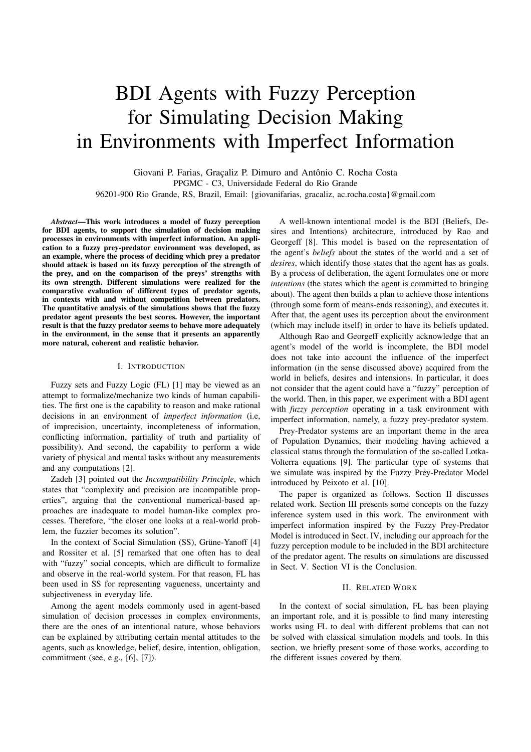# BDI Agents with Fuzzy Perception for Simulating Decision Making in Environments with Imperfect Information

Giovani P. Farias, Graçaliz P. Dimuro and Antônio C. Rocha Costa
PPGMC - C3, Universidade Federal do Rio Grande
96201-900 Rio Grande, RS, Brazil, Email: {giovanifarias, gracaliz, ac.rocha.costa}@gmail.com

***Abstract*—This work introduces a model of fuzzy perception for BDI agents, to support the simulation of decision making processes in environments with imperfect information. An application to a fuzzy prey-predator environment was developed, as an example, where the process of deciding which prey a predator should attack is based on its fuzzy perception of the strength of the prey, and on the comparison of the preys' strengths with its own strength. Different simulations were realized for the comparative evaluation of different types of predator agents, in contexts with and without competition between predators. The quantitative analysis of the simulations shows that the fuzzy predator agent presents the best scores. However, the important result is that the fuzzy predator seems to behave more adequately in the environment, in the sense that it presents an apparently more natural, coherent and realistic behavior.**

## I. Introduction

Fuzzy sets and Fuzzy Logic (FL) [1] may be viewed as an attempt to formalize/mechanize two kinds of human capabilities. The first one is the capability to reason and make rational decisions in an environment of *imperfect information* (i.e, of imprecision, uncertainty, incompleteness of information, conflicting information, partiality of truth and partiality of possibility). And second, the capability to perform a wide variety of physical and mental tasks without any measurements and any computations [2].

Zadeh [3] pointed out the *Incompatibility Principle*, which states that "complexity and precision are incompatible properties", arguing that the conventional numerical-based approaches are inadequate to model human-like complex processes. Therefore, "the closer one looks at a real-world problem, the fuzzier becomes its solution".

In the context of Social Simulation (SS), Grüne-Yanoff [4] and Rossiter et al. [5] remarked that one often has to deal with "fuzzy" social concepts, which are difficult to formalize and observe in the real-world system. For that reason, FL has been used in SS for representing vagueness, uncertainty and subjectiveness in everyday life.

Among the agent models commonly used in agent-based simulation of decision processes in complex environments, there are the ones of an intentional nature, whose behaviors can be explained by attributing certain mental attitudes to the agents, such as knowledge, belief, desire, intention, obligation, commitment (see, e.g., [6], [7]).

A well-known intentional model is the BDI (Beliefs, Desires and Intentions) architecture, introduced by Rao and Georgeff [8]. This model is based on the representation of the agent's *beliefs* about the states of the world and a set of *desires*, which identify those states that the agent has as goals. By a process of deliberation, the agent formulates one or more *intentions* (the states which the agent is committed to bringing about). The agent then builds a plan to achieve those intentions (through some form of means-ends reasoning), and executes it. After that, the agent uses its perception about the environment (which may include itself) in order to have its beliefs updated.

Although Rao and Georgeff explicitly acknowledge that an agent's model of the world is incomplete, the BDI model does not take into account the influence of the imperfect information (in the sense discussed above) acquired from the world in beliefs, desires and intensions. In particular, it does not consider that the agent could have a "fuzzy" perception of the world. Then, in this paper, we experiment with a BDI agent with *fuzzy perception* operating in a task environment with imperfect information, namely, a fuzzy prey-predator system.

Prey-Predator systems are an important theme in the area of Population Dynamics, their modeling having achieved a classical status through the formulation of the so-called Lotka-Volterra equations [9]. The particular type of systems that we simulate was inspired by the Fuzzy Prey-Predator Model introduced by Peixoto et al. [10].

The paper is organized as follows. Section II discusses related work. Section III presents some concepts on the fuzzy inference system used in this work. The environment with imperfect information inspired by the Fuzzy Prey-Predator Model is introduced in Sect. IV, including our approach for the fuzzy perception module to be included in the BDI architecture of the predator agent. The results on simulations are discussed in Sect. V. Section VI is the Conclusion.

## II. Related Work

In the context of social simulation, FL has been playing an important role, and it is possible to find many interesting works using FL to deal with different problems that can not be solved with classical simulation models and tools. In this section, we briefly present some of those works, according to the different issues covered by them.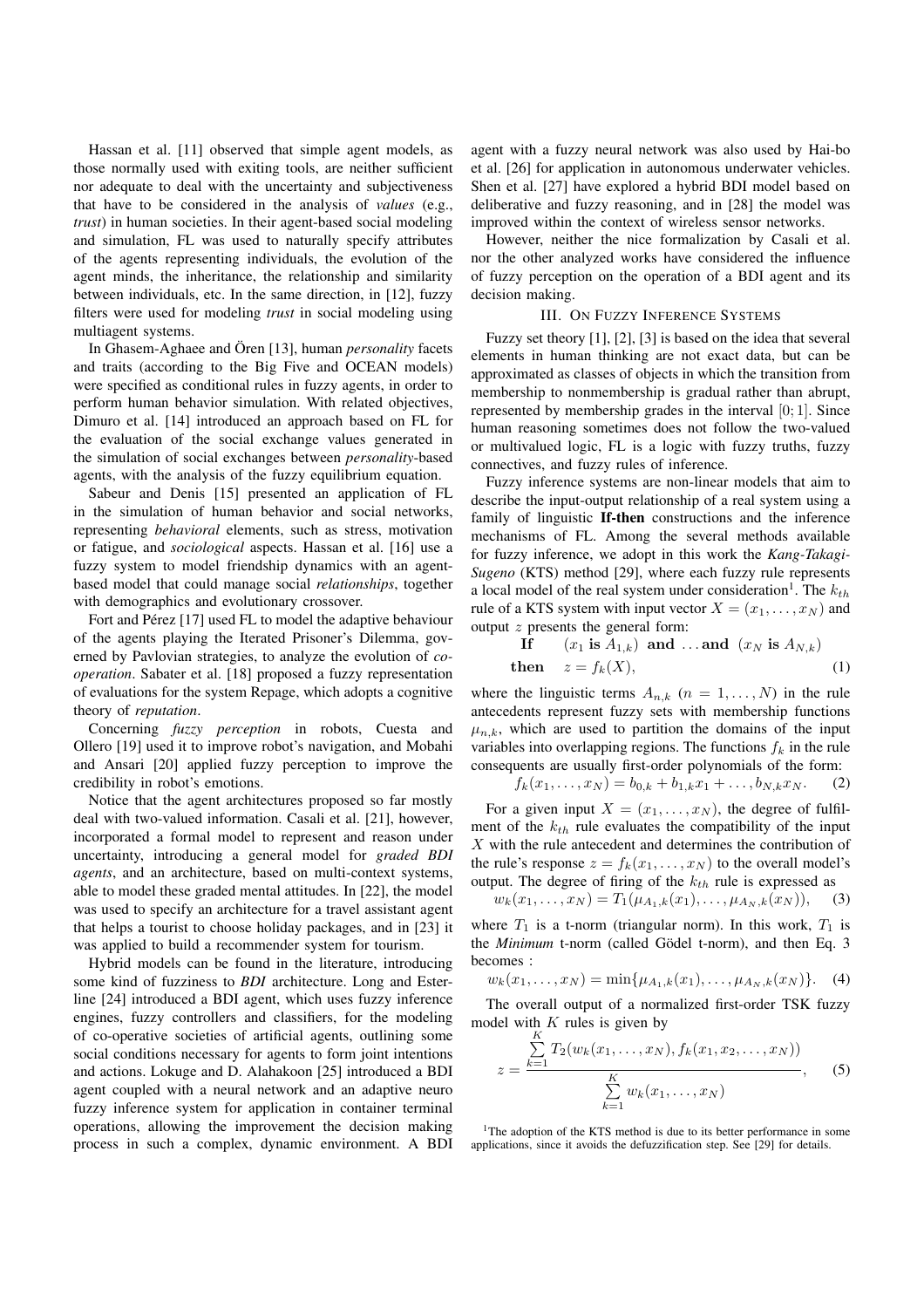Hassan et al. [11] observed that simple agent models, as those normally used with exiting tools, are neither sufficient nor adequate to deal with the uncertainty and subjectiveness that have to be considered in the analysis of *values* (e.g., *trust*) in human societies. In their agent-based social modeling and simulation, FL was used to naturally specify attributes of the agents representing individuals, the evolution of the agent minds, the inheritance, the relationship and similarity between individuals, etc. In the same direction, in [12], fuzzy filters were used for modeling *trust* in social modeling using multiagent systems.

In Ghasem-Aghaee and Ören [13], human *personality* facets and traits (according to the Big Five and OCEAN models) were specified as conditional rules in fuzzy agents, in order to perform human behavior simulation. With related objectives, Dimuro et al. [14] introduced an approach based on FL for the evaluation of the social exchange values generated in the simulation of social exchanges between *personality*-based agents, with the analysis of the fuzzy equilibrium equation.

Sabeur and Denis [15] presented an application of FL in the simulation of human behavior and social networks, representing *behavioral* elements, such as stress, motivation or fatigue, and *sociological* aspects. Hassan et al. [16] use a fuzzy system to model friendship dynamics with an agent-based model that could manage social *relationships*, together with demographics and evolutionary crossover.

Fort and Pérez [17] used FL to model the adaptive behaviour of the agents playing the Iterated Prisoner's Dilemma, governed by Pavlovian strategies, to analyze the evolution of *co-operation*. Sabater et al. [18] proposed a fuzzy representation of evaluations for the system Repage, which adopts a cognitive theory of *reputation*.

Concerning *fuzzy perception* in robots, Cuesta and Ollero [19] used it to improve robot's navigation, and Mobahi and Ansari [20] applied fuzzy perception to improve the credibility in robot's emotions.

Notice that the agent architectures proposed so far mostly deal with two-valued information. Casali et al. [21], however, incorporated a formal model to represent and reason under uncertainty, introducing a general model for *graded BDI agents*, and an architecture, based on multi-context systems, able to model these graded mental attitudes. In [22], the model was used to specify an architecture for a travel assistant agent that helps a tourist to choose holiday packages, and in [23] it was applied to build a recommender system for tourism.

Hybrid models can be found in the literature, introducing some kind of fuzziness to *BDI* architecture. Long and Esterline [24] introduced a BDI agent, which uses fuzzy inference engines, fuzzy controllers and classifiers, for the modeling of co-operative societies of artificial agents, outlining some social conditions necessary for agents to form joint intentions and actions. Lokuge and D. Alahakoon [25] introduced a BDI agent coupled with a neural network and an adaptive neuro fuzzy inference system for application in container terminal operations, allowing the improvement the decision making process in such a complex, dynamic environment. A BDI agent with a fuzzy neural network was also used by Hai-bo et al. [26] for application in autonomous underwater vehicles. Shen et al. [27] have explored a hybrid BDI model based on deliberative and fuzzy reasoning, and in [28] the model was improved within the context of wireless sensor networks.

However, neither the nice formalization by Casali et al. nor the other analyzed works have considered the influence of fuzzy perception on the operation of a BDI agent and its decision making.

## III. On Fuzzy Inference Systems

Fuzzy set theory [1], [2], [3] is based on the idea that several elements in human thinking are not exact data, but can be approximated as classes of objects in which the transition from membership to nonmembership is gradual rather than abrupt, represented by membership grades in the interval $[0;1]$. Since human reasoning sometimes does not follow the two-valued or multivalued logic, FL is a logic with fuzzy truths, fuzzy connectives, and fuzzy rules of inference.

Fuzzy inference systems are non-linear models that aim to describe the input-output relationship of a real system using a family of linguistic **If-then** constructions and the inference mechanisms of FL. Among the several methods available for fuzzy inference, we adopt in this work the *Kang-Takagi-Sugeno* (KTS) method [29], where each fuzzy rule represents a local model of the real system under consideration[1]. The $k_{th}$ rule of a KTS system with input vector $X = (x_1, \ldots, x_N)$ and output $z$ presents the general form:

$$\textbf{If} \quad (x_1 \textbf{ is } A_{1,k}) \textbf{ and } \ldots \textbf{and } (x_N \textbf{ is } A_{N,k}) \quad \textbf{then} \quad z = f_k(X), \tag{1}$$

where the linguistic terms $A_{n,k}$ ($n = 1, \ldots, N$) in the rule antecedents represent fuzzy sets with membership functions $\mu_{n,k}$, which are used to partition the domains of the input variables into overlapping regions. The functions $f_k$ in the rule consequents are usually first-order polynomials of the form:

$$f_k(x_1, \ldots, x_N) = b_{0,k} + b_{1,k}x_1 + \ldots, b_{N,k}x_N. \tag{2}$$

For a given input $X = (x_1, \ldots, x_N)$, the degree of fulfilment of the $k_{th}$ rule evaluates the compatibility of the input $X$ with the rule antecedent and determines the contribution of the rule's response $z = f_k(x_1, \ldots, x_N)$ to the overall model's output. The degree of firing of the $k_{th}$ rule is expressed as

$$w_k(x_1, \ldots, x_N) = T_1(\mu_{A_1,k}(x_1), \ldots, \mu_{A_N,k}(x_N)), \tag{3}$$

where $T_1$ is a t-norm (triangular norm). In this work, $T_1$ is the *Minimum* t-norm (called Gödel t-norm), and then Eq. 3 becomes :

$$w_k(x_1, \ldots, x_N) = \min\{\mu_{A_1,k}(x_1), \ldots, \mu_{A_N,k}(x_N)\}. \tag{4}$$

The overall output of a normalized first-order TSK fuzzy model with $K$ rules is given by

$$z = \frac{\sum_{k=1}^{K} T_2(w_k(x_1, \ldots, x_N), f_k(x_1, x_2, \ldots, x_N))}{\sum_{k=1}^{K} w_k(x_1, \ldots, x_N)}, \tag{5}$$

[1] The adoption of the KTS method is due to its better performance in some applications, since it avoids the defuzzification step. See [29] for details.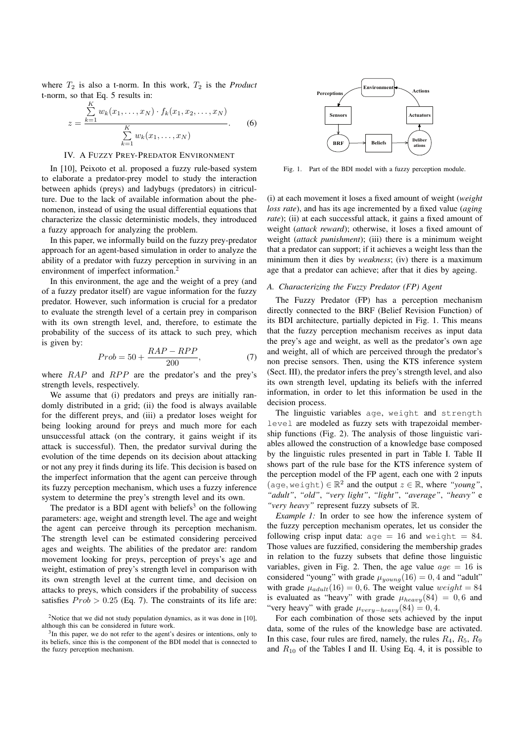where $T_2$ is also a t-norm. In this work, $T_2$ is the *Product* t-norm, so that Eq. 5 results in:

$$z = \frac{\sum_{k=1}^{K} w_k(x_1, \ldots, x_N) \cdot f_k(x_1, x_2, \ldots, x_N)}{\sum_{k=1}^{K} w_k(x_1, \ldots, x_N)}. \quad (6)$$

## IV. A Fuzzy Prey-Predator Environment

In [10], Peixoto et al. proposed a fuzzy rule-based system to elaborate a predator-prey model to study the interaction between aphids (preys) and ladybugs (predators) in citriculture. Due to the lack of available information about the phenomenon, instead of using the usual differential equations that characterize the classic deterministic models, they introduced a fuzzy approach for analyzing the problem.

In this paper, we informally build on the fuzzy prey-predator approach for an agent-based simulation in order to analyze the ability of a predator with fuzzy perception in surviving in an environment of imperfect information.[2]

In this environment, the age and the weight of a prey (and of a fuzzy predator itself) are vague information for the fuzzy predator. However, such information is crucial for a predator to evaluate the strength level of a certain prey in comparison with its own strength level, and, therefore, to estimate the probability of the success of its attack to such prey, which is given by:

$$Prob = 50 + \frac{RAP - RPP}{200}, \quad (7)$$

where $RAP$ and $RPP$ are the predator's and the prey's strength levels, respectively.

We assume that (i) predators and preys are initially randomly distributed in a grid; (ii) the food is always available for the different preys, and (iii) a predator loses weight for being looking around for preys and much more for each unsuccessful attack (on the contrary, it gains weight if its attack is successful). Then, the predator survival during the evolution of the time depends on its decision about attacking or not any prey it finds during its life. This decision is based on the imperfect information that the agent can perceive through its fuzzy perception mechanism, which uses a fuzzy inference system to determine the prey's strength level and its own.

The predator is a BDI agent with beliefs[3] on the following parameters: age, weight and strength level. The age and weight the agent can perceive through its perception mechanism. The strength level can be estimated considering perceived ages and weights. The abilities of the predator are: random movement looking for preys, perception of preys's age and weight, estimation of prey's strength level in comparison with its own strength level at the current time, and decision on attacks to preys, which considers if the probability of success satisfies $Prob > 0.25$ (Eq. 7). The constraints of its life are: (i) at each movement it loses a fixed amount of weight (*weight loss rate*), and has its age incremented by a fixed value (*aging rate*); (ii) at each successful attack, it gains a fixed amount of weight (*attack reward*); otherwise, it loses a fixed amount of weight (*attack punishment*); (iii) there is a minimum weight that a predator can support; if it achieves a weight less than the minimum then it dies by *weakness*; (iv) there is a maximum age that a predator can achieve; after that it dies by ageing.

[2] Notice that we did not study population dynamics, as it was done in [10], although this can be considered in future work.

[3] In this paper, we do not refer to the agent's desires or intentions, only to its beliefs, since this is the component of the BDI model that is connected to the fuzzy perception mechanism.

Fig. 1. Part of the BDI model with a fuzzy perception module.

### A. Characterizing the Fuzzy Predator (FP) Agent

The Fuzzy Predator (FP) has a perception mechanism directly connected to the BRF (Belief Revision Function) of its BDI architecture, partially depicted in Fig. 1. This means that the fuzzy perception mechanism receives as input data the prey's age and weight, as well as the predator's own age and weight, all of which are perceived through the predator's non precise sensors. Then, using the KTS inference system (Sect. III), the predator infers the prey's strength level, and also its own strength level, updating its beliefs with the inferred information, in order to let this information be used in the decision process.

The linguistic variables `age`, `weight` and `strength level` are modeled as fuzzy sets with trapezoidal membership functions (Fig. 2). The analysis of those linguistic variables allowed the construction of a knowledge base composed by the linguistic rules presented in part in Table I. Table II shows part of the rule base for the KTS inference system of the perception model of the FP agent, each one with 2 inputs $(\texttt{age}, \texttt{weight}) \in \mathbb{R}^2$ and the output $z \in \mathbb{R}$, where *"young"*, *"adult"*, *"old"*, *"very light"*, *"light"*, *"average"*, *"heavy"* e *"very heavy"* represent fuzzy subsets of $\mathbb{R}$.

*Example 1:* In order to see how the inference system of the fuzzy perception mechanism operates, let us consider the following crisp input data: $\texttt{age} = 16$ and $\texttt{weight} = 84$. Those values are fuzzified, considering the membership grades in relation to the fuzzy subsets that define those linguistic variables, given in Fig. 2. Then, the age value $age = 16$ is considered "young" with grade $\mu_{young}(16) = 0,4$ and "adult" with grade $\mu_{adult}(16) = 0,6$. The weight value $weight = 84$ is evaluated as "heavy" with grade $\mu_{heavy}(84) = 0,6$ and "very heavy" with grade $\mu_{very-heavy}(84) = 0,4$.

For each combination of those sets achieved by the input data, some of the rules of the knowledge base are activated. In this case, four rules are fired, namely, the rules $R_4$, $R_5$, $R_9$ and $R_{10}$ of the Tables I and II. Using Eq. 4, it is possible to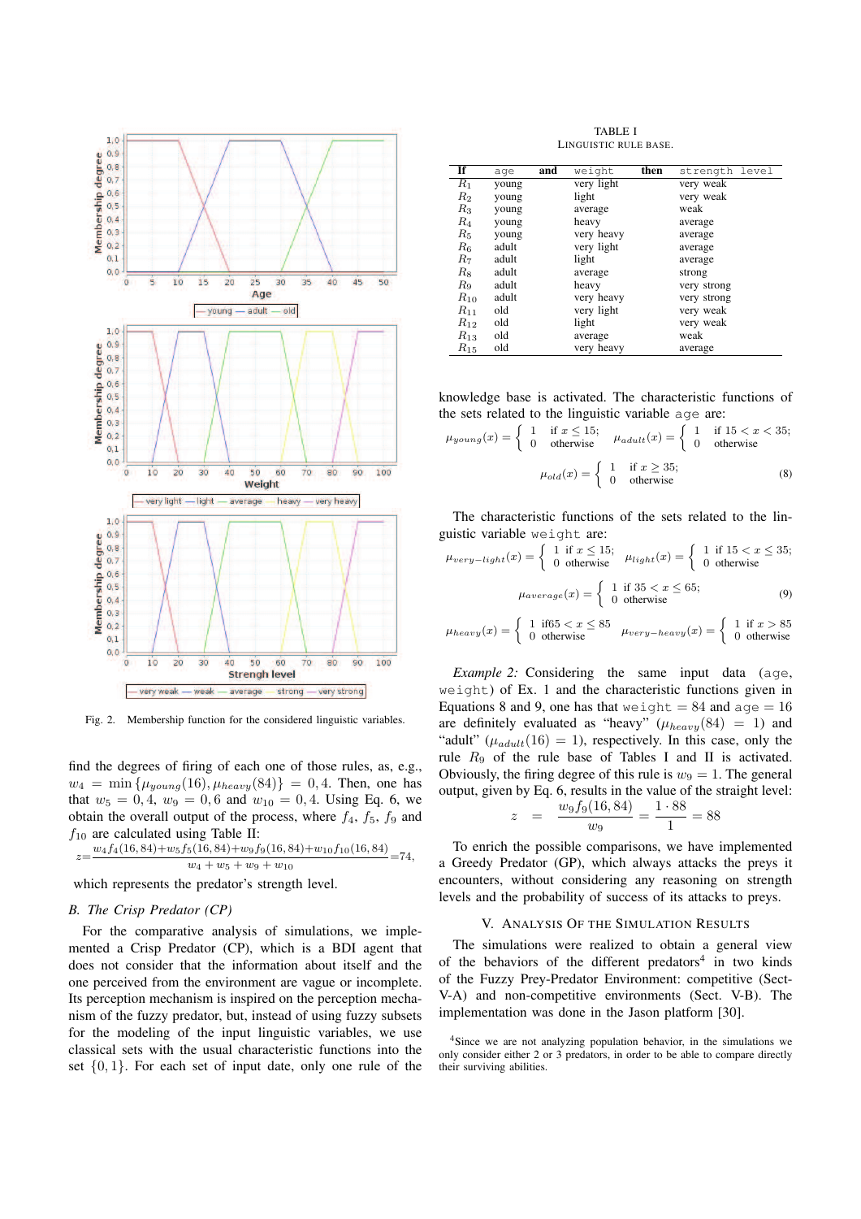Fig. 2. Membership function for the considered linguistic variables.

find the degrees of firing of each one of those rules, as, e.g., $w_4 = \min\{\mu_{young}(16), \mu_{heavy}(84)\} = 0,4$. Then, one has that $w_5 = 0,4$, $w_9 = 0,6$ and $w_{10} = 0,4$. Using Eq. 6, we obtain the overall output of the process, where $f_4$, $f_5$, $f_9$ and $f_{10}$ are calculated using Table II:

$$z = \frac{w_4 f_4(16,84) + w_5 f_5(16,84) + w_9 f_9(16,84) + w_{10} f_{10}(16,84)}{w_4 + w_5 + w_9 + w_{10}} = 74,$$

which represents the predator's strength level.

### B. The Crisp Predator (CP)

For the comparative analysis of simulations, we implemented a Crisp Predator (CP), which is a BDI agent that does not consider that the information about itself and the one perceived from the environment are vague or incomplete. Its perception mechanism is inspired on the perception mechanism of the fuzzy predator, but, instead of using fuzzy subsets for the modeling of the input linguistic variables, we use classical sets with the usual characteristic functions into the set $\{0, 1\}$. For each set of input date, only one rule of the

TABLE I
LINGUISTIC RULE BASE.

| If | age | and | weight | then | strength level |
|---|---|---|---|---|---|
| $R_1$ | young | | very light | | very weak |
| $R_2$ | young | | light | | very weak |
| $R_3$ | young | | average | | weak |
| $R_4$ | young | | heavy | | average |
| $R_5$ | young | | very heavy | | average |
| $R_6$ | adult | | very light | | average |
| $R_7$ | adult | | light | | average |
| $R_8$ | adult | | average | | strong |
| $R_9$ | adult | | heavy | | very strong |
| $R_{10}$ | adult | | very heavy | | very strong |
| $R_{11}$ | old | | very light | | very weak |
| $R_{12}$ | old | | light | | very weak |
| $R_{13}$ | old | | average | | weak |
| $R_{15}$ | old | | very heavy | | average |

knowledge base is activated. The characteristic functions of the sets related to the linguistic variable age are:

$$\mu_{young}(x) = \begin{cases} 1 & \text{if } x \leq 15; \\ 0 & \text{otherwise} \end{cases} \quad \mu_{adult}(x) = \begin{cases} 1 & \text{if } 15 < x < 35; \\ 0 & \text{otherwise} \end{cases}$$

$$\mu_{old}(x) = \begin{cases} 1 & \text{if } x \geq 35; \\ 0 & \text{otherwise} \end{cases} \tag{8}$$

The characteristic functions of the sets related to the linguistic variable weight are:

$$\mu_{very-light}(x) = \begin{cases} 1 \text{ if } x \leq 15; \\ 0 \text{ otherwise} \end{cases} \quad \mu_{light}(x) = \begin{cases} 1 \text{ if } 15 < x \leq 35; \\ 0 \text{ otherwise} \end{cases}$$

$$\mu_{average}(x) = \begin{cases} 1 \text{ if } 35 < x \leq 65; \\ 0 \text{ otherwise} \end{cases} \tag{9}$$

$$\mu_{heavy}(x) = \begin{cases} 1 \text{ if} 65 < x \leq 85 \\ 0 \text{ otherwise} \end{cases} \quad \mu_{very-heavy}(x) = \begin{cases} 1 \text{ if } x > 85 \\ 0 \text{ otherwise} \end{cases}$$

*Example 2:* Considering the same input data (age, weight) of Ex. 1 and the characteristic functions given in Equations 8 and 9, one has that weight $= 84$ and age $= 16$ are definitely evaluated as "heavy" ($\mu_{heavy}(84) = 1$) and "adult" ($\mu_{adult}(16) = 1$), respectively. In this case, only the rule $R_9$ of the rule base of Tables I and II is activated. Obviously, the firing degree of this rule is $w_9 = 1$. The general output, given by Eq. 6, results in the value of the straight level:

$$z = \frac{w_9 f_9(16,84)}{w_9} = \frac{1 \cdot 88}{1} = 88$$

To enrich the possible comparisons, we have implemented a Greedy Predator (GP), which always attacks the preys it encounters, without considering any reasoning on strength levels and the probability of success of its attacks to preys.

## V. Analysis Of The Simulation Results

The simulations were realized to obtain a general view of the behaviors of the different predators[4] in two kinds of the Fuzzy Prey-Predator Environment: competitive (Sect-V-A) and non-competitive environments (Sect. V-B). The implementation was done in the Jason platform [30].

[4]Since we are not analyzing population behavior, in the simulations we only consider either 2 or 3 predators, in order to be able to compare directly their surviving abilities.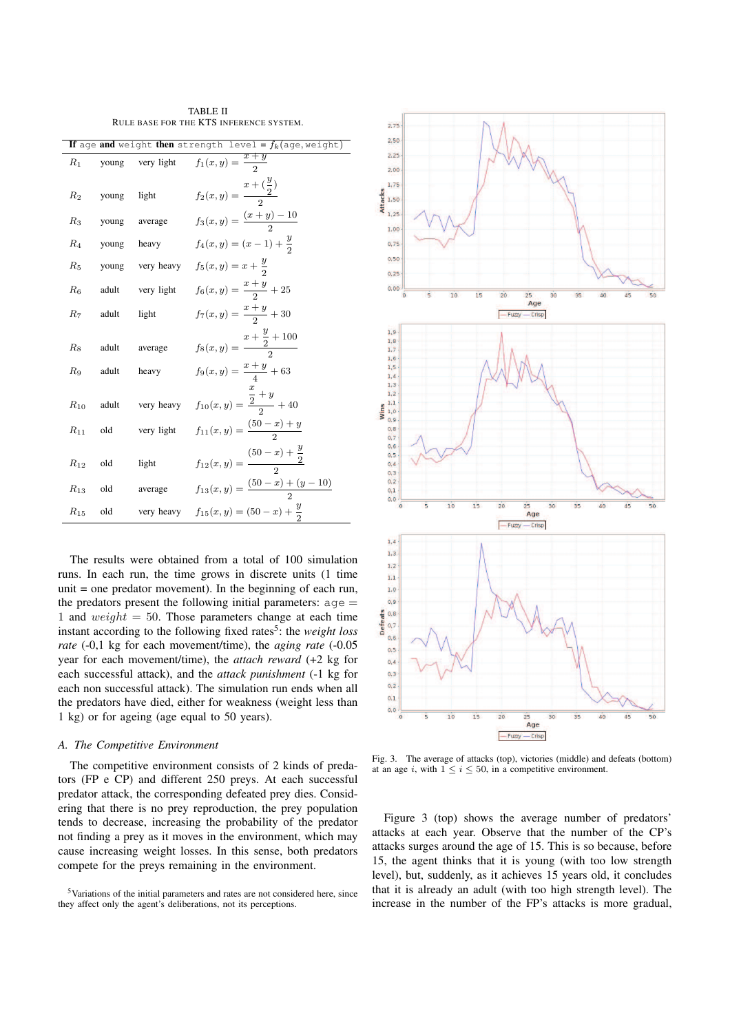TABLE II
RULE BASE FOR THE KTS INFERENCE SYSTEM.

| If age and weight then strength level = $f_k$(age, weight) | | | |
|---|---|---|---|
| $R_1$ | young | very light | $f_1(x,y) = \frac{x+y}{2}$ |
| $R_2$ | young | light | $f_2(x,y) = \frac{x+(\frac{y}{2})}{2}$ |
| $R_3$ | young | average | $f_3(x,y) = \frac{(x+y)-10}{2}$ |
| $R_4$ | young | heavy | $f_4(x,y) = (x-1)+\frac{y}{2}$ |
| $R_5$ | young | very heavy | $f_5(x,y) = x+\frac{y}{2}$ |
| $R_6$ | adult | very light | $f_6(x,y) = \frac{x+y}{2}+25$ |
| $R_7$ | adult | light | $f_7(x,y) = \frac{x+y}{2}+30$ |
| $R_8$ | adult | average | $f_8(x,y) = \frac{x+\frac{y}{2}+100}{2}$ |
| $R_9$ | adult | heavy | $f_9(x,y) = \frac{x+y}{4}+63$ |
| $R_{10}$ | adult | very heavy | $f_{10}(x,y) = \frac{\frac{x}{2}+y}{2}+40$ |
| $R_{11}$ | old | very light | $f_{11}(x,y) = \frac{(50-x)+y}{2}$ |
| $R_{12}$ | old | light | $f_{12}(x,y) = \frac{(50-x)+\frac{y}{2}}{2}$ |
| $R_{13}$ | old | average | $f_{13}(x,y) = \frac{(50-x)+(y-10)}{2}$ |
| $R_{15}$ | old | very heavy | $f_{15}(x,y) = (50-x)+\frac{y}{2}$ |

The results were obtained from a total of 100 simulation runs. In each run, the time grows in discrete units (1 time unit = one predator movement). In the beginning of each run, the predators present the following initial parameters: age = 1 and *weight* = 50. Those parameters change at each time instant according to the following fixed rates[5]: the *weight loss rate* (-0,1 kg for each movement/time), the *aging rate* (-0.05 year for each movement/time), the *attach reward* (+2 kg for each successful attack), and the *attack punishment* (-1 kg for each non successful attack). The simulation run ends when all the predators have died, either for weakness (weight less than 1 kg) or for ageing (age equal to 50 years).

### A. The Competitive Environment

The competitive environment consists of 2 kinds of predators (FP e CP) and different 250 preys. At each successful predator attack, the corresponding defeated prey dies. Considering that there is no prey reproduction, the prey population tends to decrease, increasing the probability of the predator not finding a prey as it moves in the environment, which may cause increasing weight losses. In this sense, both predators compete for the preys remaining in the environment.

[5]Variations of the initial parameters and rates are not considered here, since they affect only the agent's deliberations, not its perceptions.

Fig. 3. The average of attacks (top), victories (middle) and defeats (bottom) at an age $i$, with $1 \leq i \leq 50$, in a competitive environment.

Figure 3 (top) shows the average number of predators' attacks at each year. Observe that the number of the CP's attacks surges around the age of 15. This is so because, before 15, the agent thinks that it is young (with too low strength level), but, suddenly, as it achieves 15 years old, it concludes that it is already an adult (with too high strength level). The increase in the number of the FP's attacks is more gradual,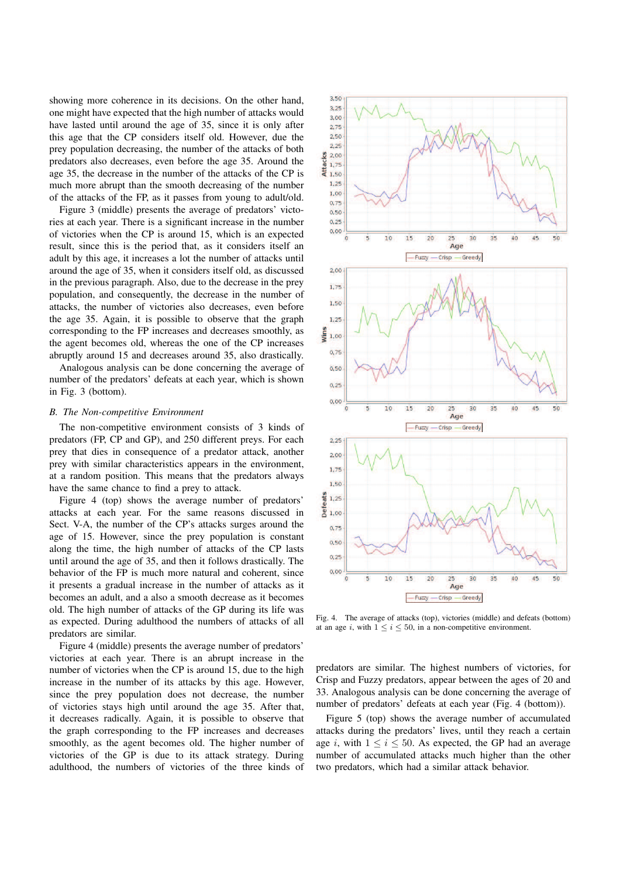showing more coherence in its decisions. On the other hand, one might have expected that the high number of attacks would have lasted until around the age of 35, since it is only after this age that the CP considers itself old. However, due the prey population decreasing, the number of the attacks of both predators also decreases, even before the age 35. Around the age 35, the decrease in the number of the attacks of the CP is much more abrupt than the smooth decreasing of the number of the attacks of the FP, as it passes from young to adult/old.

Figure 3 (middle) presents the average of predators' victories at each year. There is a significant increase in the number of victories when the CP is around 15, which is an expected result, since this is the period that, as it considers itself an adult by this age, it increases a lot the number of attacks until around the age of 35, when it considers itself old, as discussed in the previous paragraph. Also, due to the decrease in the prey population, and consequently, the decrease in the number of attacks, the number of victories also decreases, even before the age 35. Again, it is possible to observe that the graph corresponding to the FP increases and decreases smoothly, as the agent becomes old, whereas the one of the CP increases abruptly around 15 and decreases around 35, also drastically.

Analogous analysis can be done concerning the average of number of the predators' defeats at each year, which is shown in Fig. 3 (bottom).

### B. The Non-competitive Environment

The non-competitive environment consists of 3 kinds of predators (FP, CP and GP), and 250 different preys. For each prey that dies in consequence of a predator attack, another prey with similar characteristics appears in the environment, at a random position. This means that the predators always have the same chance to find a prey to attack.

Figure 4 (top) shows the average number of predators' attacks at each year. For the same reasons discussed in Sect. V-A, the number of the CP's attacks surges around the age of 15. However, since the prey population is constant along the time, the high number of attacks of the CP lasts until around the age of 35, and then it follows drastically. The behavior of the FP is much more natural and coherent, since it presents a gradual increase in the number of attacks as it becomes an adult, and a also a smooth decrease as it becomes old. The high number of attacks of the GP during its life was as expected. During adulthood the numbers of attacks of all predators are similar.

Figure 4 (middle) presents the average number of predators' victories at each year. There is an abrupt increase in the number of victories when the CP is around 15, due to the high increase in the number of its attacks by this age. However, since the prey population does not decrease, the number of victories stays high until around the age 35. After that, it decreases radically. Again, it is possible to observe that the graph corresponding to the FP increases and decreases smoothly, as the agent becomes old. The higher number of victories of the GP is due to its attack strategy. During adulthood, the numbers of victories of the three kinds of predators are similar. The highest numbers of victories, for Crisp and Fuzzy predators, appear between the ages of 20 and 33. Analogous analysis can be done concerning the average of number of predators' defeats at each year (Fig. 4 (bottom)).

Fig. 4. The average of attacks (top), victories (middle) and defeats (bottom) at an age $i$, with $1 \leq i \leq 50$, in a non-competitive environment.

Figure 5 (top) shows the average number of accumulated attacks during the predators' lives, until they reach a certain age $i$, with $1 \leq i \leq 50$. As expected, the GP had an average number of accumulated attacks much higher than the other two predators, which had a similar attack behavior.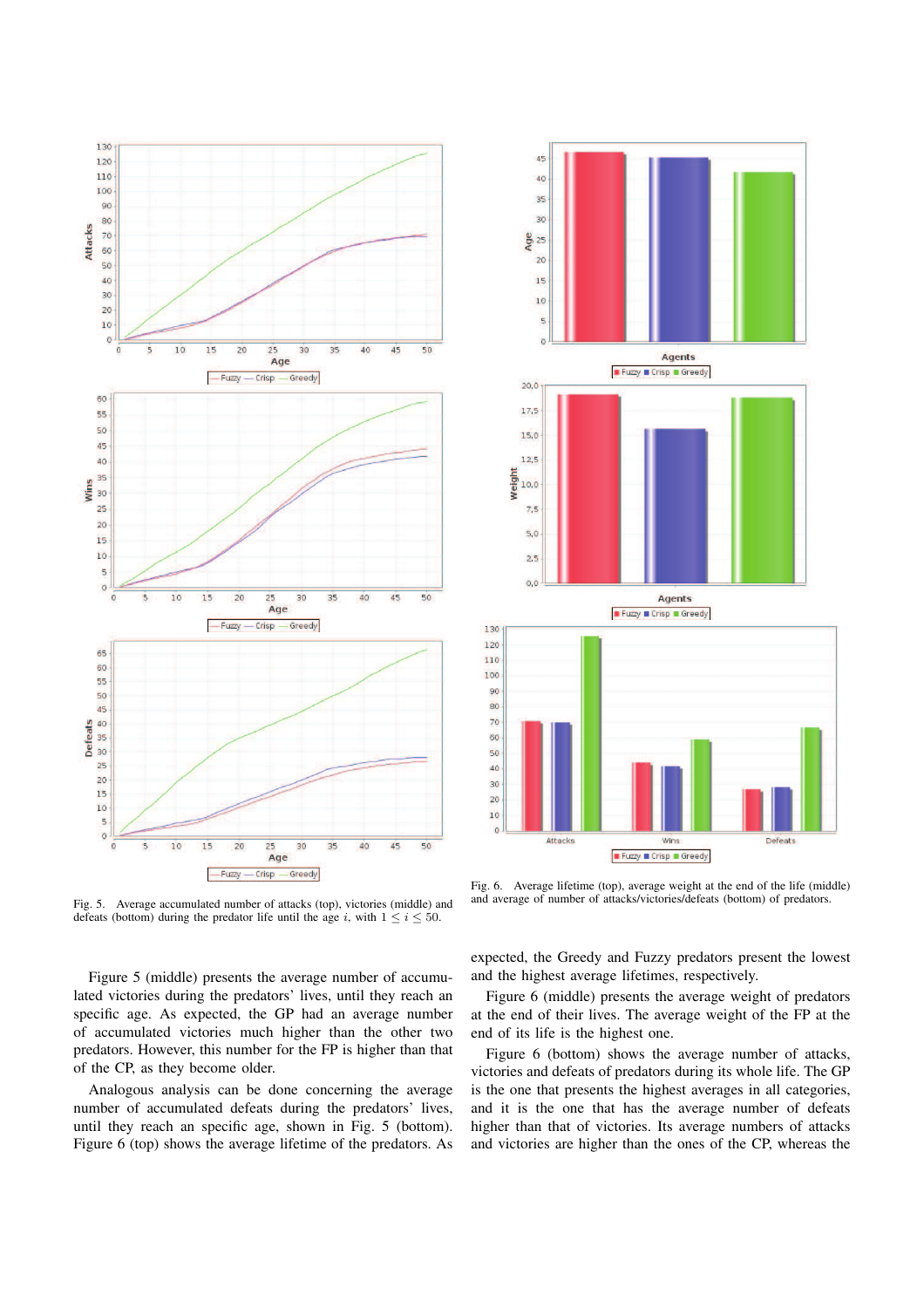Fig. 5. Average accumulated number of attacks (top), victories (middle) and defeats (bottom) during the predator life until the age $i$, with $1 \leq i \leq 50$.

Fig. 6. Average lifetime (top), average weight at the end of the life (middle) and average of number of attacks/victories/defeats (bottom) of predators.

Figure 5 (middle) presents the average number of accumulated victories during the predators' lives, until they reach an specific age. As expected, the GP had an average number of accumulated victories much higher than the other two predators. However, this number for the FP is higher than that of the CP, as they become older.

Analogous analysis can be done concerning the average number of accumulated defeats during the predators' lives, until they reach an specific age, shown in Fig. 5 (bottom). Figure 6 (top) shows the average lifetime of the predators. As expected, the Greedy and Fuzzy predators present the lowest and the highest average lifetimes, respectively.

Figure 6 (middle) presents the average weight of predators at the end of their lives. The average weight of the FP at the end of its life is the highest one.

Figure 6 (bottom) shows the average number of attacks, victories and defeats of predators during its whole life. The GP is the one that presents the highest averages in all categories, and it is the one that has the average number of defeats higher than that of victories. Its average numbers of attacks and victories are higher than the ones of the CP, whereas the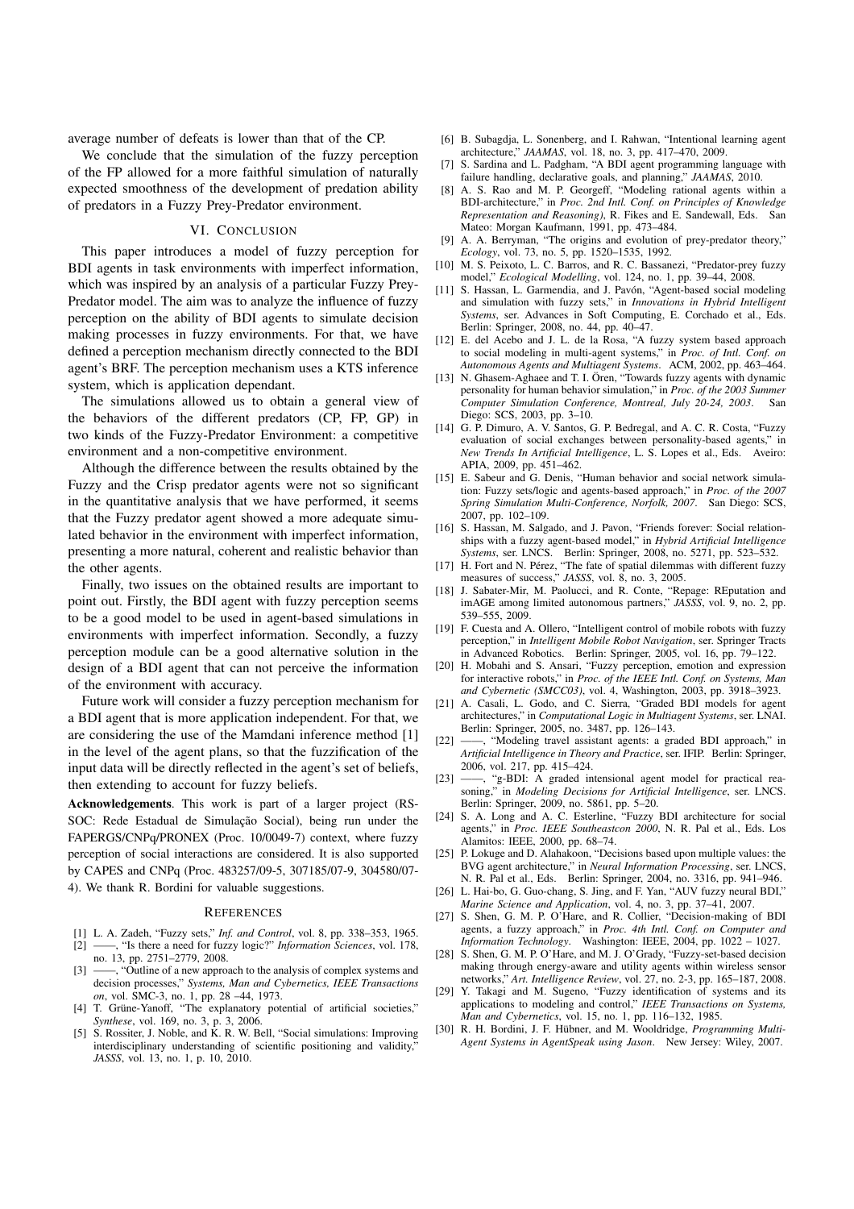average number of defeats is lower than that of the CP.

We conclude that the simulation of the fuzzy perception of the FP allowed for a more faithful simulation of naturally expected smoothness of the development of predation ability of predators in a Fuzzy Prey-Predator environment.

## VI. Conclusion

This paper introduces a model of fuzzy perception for BDI agents in task environments with imperfect information, which was inspired by an analysis of a particular Fuzzy Prey-Predator model. The aim was to analyze the influence of fuzzy perception on the ability of BDI agents to simulate decision making processes in fuzzy environments. For that, we have defined a perception mechanism directly connected to the BDI agent's BRF. The perception mechanism uses a KTS inference system, which is application dependant.

The simulations allowed us to obtain a general view of the behaviors of the different predators (CP, FP, GP) in two kinds of the Fuzzy-Predator Environment: a competitive environment and a non-competitive environment.

Although the difference between the results obtained by the Fuzzy and the Crisp predator agents were not so significant in the quantitative analysis that we have performed, it seems that the Fuzzy predator agent showed a more adequate simulated behavior in the environment with imperfect information, presenting a more natural, coherent and realistic behavior than the other agents.

Finally, two issues on the obtained results are important to point out. Firstly, the BDI agent with fuzzy perception seems to be a good model to be used in agent-based simulations in environments with imperfect information. Secondly, a fuzzy perception module can be a good alternative solution in the design of a BDI agent that can not perceive the information of the environment with accuracy.

Future work will consider a fuzzy perception mechanism for a BDI agent that is more application independent. For that, we are considering the use of the Mamdani inference method [1] in the level of the agent plans, so that the fuzzification of the input data will be directly reflected in the agent's set of beliefs, then extending to account for fuzzy beliefs.

**Acknowledgements**. This work is part of a larger project (RS-SOC: Rede Estadual de Simulação Social), being run under the FAPERGS/CNPq/PRONEX (Proc. 10/0049-7) context, where fuzzy perception of social interactions are considered. It is also supported by CAPES and CNPq (Proc. 483257/09-5, 307185/07-9, 304580/07-4). We thank R. Bordini for valuable suggestions.

## References

[1] L. A. Zadeh, "Fuzzy sets," *Inf. and Control*, vol. 8, pp. 338–353, 1965.

[2] ——, "Is there a need for fuzzy logic?" *Information Sciences*, vol. 178, no. 13, pp. 2751–2779, 2008.

[3] ——, "Outline of a new approach to the analysis of complex systems and decision processes," *Systems, Man and Cybernetics, IEEE Transactions on*, vol. SMC-3, no. 1, pp. 28 –44, 1973.

[4] T. Grüne-Yanoff, "The explanatory potential of artificial societies," *Synthese*, vol. 169, no. 3, p. 3, 2006.

[5] S. Rossiter, J. Noble, and K. R. W. Bell, "Social simulations: Improving interdisciplinary understanding of scientific positioning and validity," *JASSS*, vol. 13, no. 1, p. 10, 2010.

[6] B. Subagdja, L. Sonenberg, and I. Rahwan, "Intentional learning agent architecture," *JAAMAS*, vol. 18, no. 3, pp. 417–470, 2009.

[7] S. Sardina and L. Padgham, "A BDI agent programming language with failure handling, declarative goals, and planning," *JAAMAS*, 2010.

[8] A. S. Rao and M. P. Georgeff, "Modeling rational agents within a BDI-architecture," in *Proc. 2nd Intl. Conf. on Principles of Knowledge Representation and Reasoning)*, R. Fikes and E. Sandewall, Eds. San Mateo: Morgan Kaufmann, 1991, pp. 473–484.

[9] A. A. Berryman, "The origins and evolution of prey-predator theory," *Ecology*, vol. 73, no. 5, pp. 1520–1535, 1992.

[10] M. S. Peixoto, L. C. Barros, and R. C. Bassanezi, "Predator-prey fuzzy model," *Ecological Modelling*, vol. 124, no. 1, pp. 39–44, 2008.

[11] S. Hassan, L. Garmendia, and J. Pavón, "Agent-based social modeling and simulation with fuzzy sets," in *Innovations in Hybrid Intelligent Systems*, ser. Advances in Soft Computing, E. Corchado et al., Eds. Berlin: Springer, 2008, no. 44, pp. 40–47.

[12] E. del Acebo and J. L. de la Rosa, "A fuzzy system based approach to social modeling in multi-agent systems," in *Proc. of Intl. Conf. on Autonomous Agents and Multiagent Systems*. ACM, 2002, pp. 463–464.

[13] N. Ghasem-Aghaee and T. I. Ören, "Towards fuzzy agents with dynamic personality for human behavior simulation," in *Proc. of the 2003 Summer Computer Simulation Conference, Montreal, July 20-24, 2003*. San Diego: SCS, 2003, pp. 3–10.

[14] G. P. Dimuro, A. V. Santos, G. P. Bedregal, and A. C. R. Costa, "Fuzzy evaluation of social exchanges between personality-based agents," in *New Trends In Artificial Intelligence*, L. S. Lopes et al., Eds. Aveiro: APIA, 2009, pp. 451–462.

[15] E. Sabeur and G. Denis, "Human behavior and social network simulation: Fuzzy sets/logic and agents-based approach," in *Proc. of the 2007 Spring Simulation Multi-Conference, Norfolk, 2007*. San Diego: SCS, 2007, pp. 102–109.

[16] S. Hassan, M. Salgado, and J. Pavon, "Friends forever: Social relationships with a fuzzy agent-based model," in *Hybrid Artificial Intelligence Systems*, ser. LNCS. Berlin: Springer, 2008, no. 5271, pp. 523–532.

[17] H. Fort and N. Pérez, "The fate of spatial dilemmas with different fuzzy measures of success," *JASSS*, vol. 8, no. 3, 2005.

[18] J. Sabater-Mir, M. Paolucci, and R. Conte, "Repage: REputation and imAGE among limited autonomous partners," *JASSS*, vol. 9, no. 2, pp. 539–555, 2009.

[19] F. Cuesta and A. Ollero, "Intelligent control of mobile robots with fuzzy perception," in *Intelligent Mobile Robot Navigation*, ser. Springer Tracts in Advanced Robotics. Berlin: Springer, 2005, vol. 16, pp. 79–122.

[20] H. Mobahi and S. Ansari, "Fuzzy perception, emotion and expression for interactive robots," in *Proc. of the IEEE Intl. Conf. on Systems, Man and Cybernetic (SMCC03)*, vol. 4, Washington, 2003, pp. 3918–3923.

[21] A. Casali, L. Godo, and C. Sierra, "Graded BDI models for agent architectures," in *Computational Logic in Multiagent Systems*, ser. LNAI. Berlin: Springer, 2005, no. 3487, pp. 126–143.

[22] ——, "Modeling travel assistant agents: a graded BDI approach," in *Artificial Intelligence in Theory and Practice*, ser. IFIP. Berlin: Springer, 2006, vol. 217, pp. 415–424.

[23] ——, "g-BDI: A graded intensional agent model for practical reasoning," in *Modeling Decisions for Artificial Intelligence*, ser. LNCS. Berlin: Springer, 2009, no. 5861, pp. 5–20.

[24] S. A. Long and A. C. Esterline, "Fuzzy BDI architecture for social agents," in *Proc. IEEE Southeastcon 2000*, N. R. Pal et al., Eds. Los Alamitos: IEEE, 2000, pp. 68–74.

[25] P. Lokuge and D. Alahakoon, "Decisions based upon multiple values: the BVG agent architecture," in *Neural Information Processing*, ser. LNCS, N. R. Pal et al., Eds. Berlin: Springer, 2004, no. 3316, pp. 941–946.

[26] L. Hai-bo, G. Guo-chang, S. Jing, and F. Yan, "AUV fuzzy neural BDI," *Marine Science and Application*, vol. 4, no. 3, pp. 37–41, 2007.

[27] S. Shen, G. M. P. O'Hare, and R. Collier, "Decision-making of BDI agents, a fuzzy approach," in *Proc. 4th Intl. Conf. on Computer and Information Technology*. Washington: IEEE, 2004, pp. 1022 – 1027.

[28] S. Shen, G. M. P. O'Hare, and M. J. O'Grady, "Fuzzy-set-based decision making through energy-aware and utility agents within wireless sensor networks," *Art. Intelligence Review*, vol. 27, no. 2-3, pp. 165–187, 2008.

[29] Y. Takagi and M. Sugeno, "Fuzzy identification of systems and its applications to modeling and control," *IEEE Transactions on Systems, Man and Cybernetics*, vol. 15, no. 1, pp. 116–132, 1985.

[30] R. H. Bordini, J. F. Hübner, and M. Wooldridge, *Programming Multi-Agent Systems in AgentSpeak using Jason*. New Jersey: Wiley, 2007.